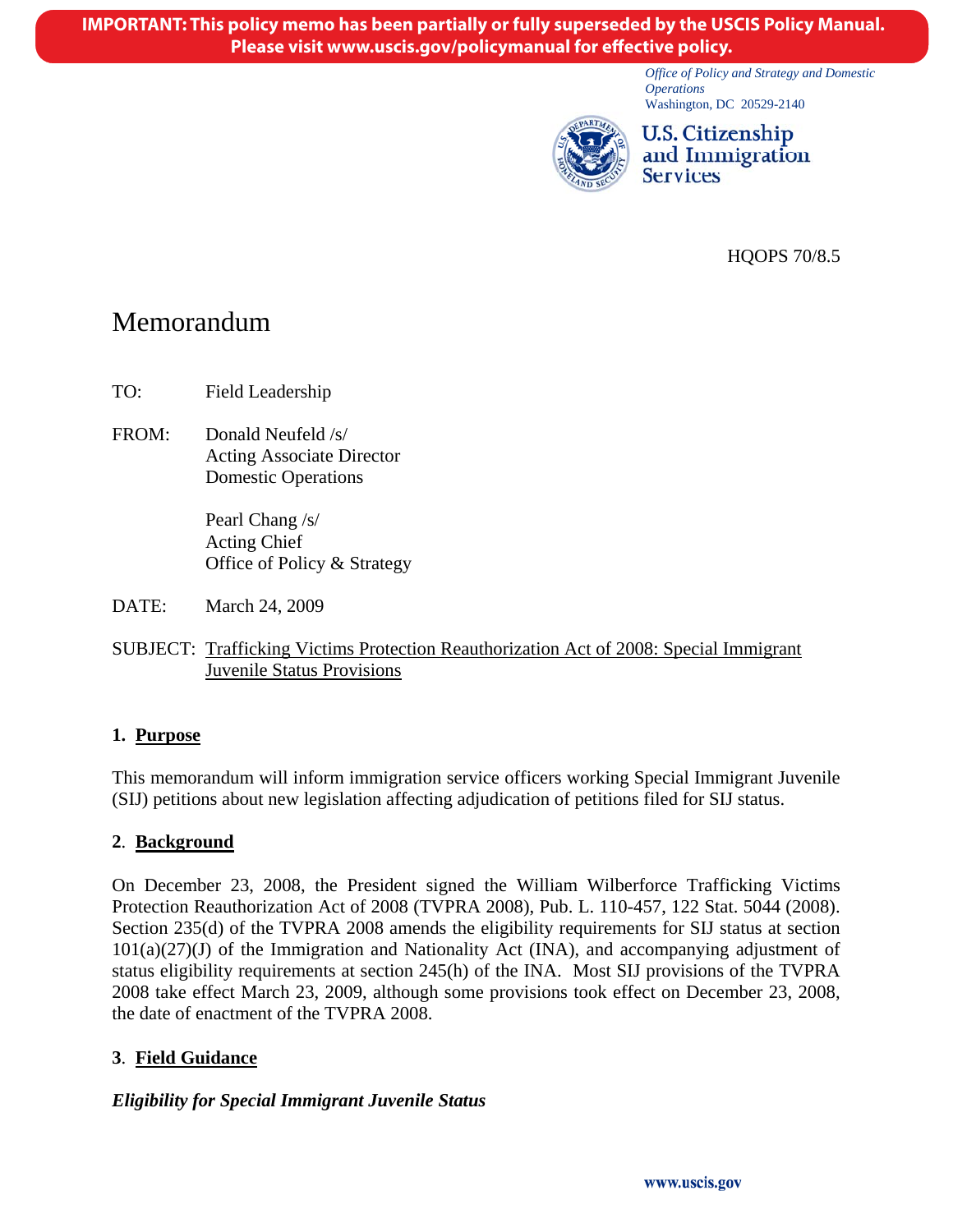**IMPORTANT: This policy memo has been partially or fully superseded by the USCIS Policy Manual. Please visit www.uscis.gov/policymanual for effective policy.**

*Office of Policy and Strategy and Domestic Operations*
Washington, DC 20529-2140

**U.S. Citizenship and Immigration Services**

HQOPS 70/8.5

# Memorandum

TO: Field Leadership

FROM: Donald Neufeld /s/
Acting Associate Director
Domestic Operations

Pearl Chang /s/
Acting Chief
Office of Policy & Strategy

DATE: March 24, 2009

SUBJECT: Trafficking Victims Protection Reauthorization Act of 2008: Special Immigrant Juvenile Status Provisions

## 1. Purpose

This memorandum will inform immigration service officers working Special Immigrant Juvenile (SIJ) petitions about new legislation affecting adjudication of petitions filed for SIJ status.

## 2. Background

On December 23, 2008, the President signed the William Wilberforce Trafficking Victims Protection Reauthorization Act of 2008 (TVPRA 2008), Pub. L. 110-457, 122 Stat. 5044 (2008). Section 235(d) of the TVPRA 2008 amends the eligibility requirements for SIJ status at section 101(a)(27)(J) of the Immigration and Nationality Act (INA), and accompanying adjustment of status eligibility requirements at section 245(h) of the INA. Most SIJ provisions of the TVPRA 2008 take effect March 23, 2009, although some provisions took effect on December 23, 2008, the date of enactment of the TVPRA 2008.

## 3. Field Guidance

***Eligibility for Special Immigrant Juvenile Status***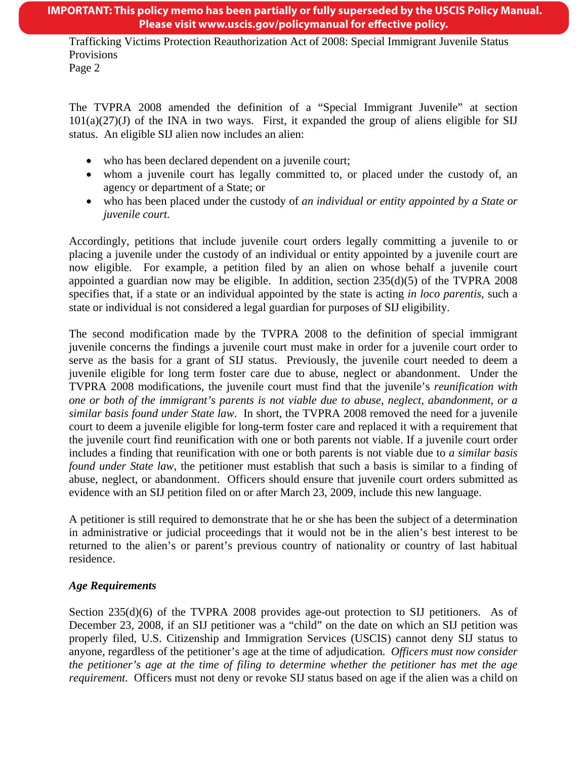The TVPRA 2008 amended the definition of a "Special Immigrant Juvenile" at section 101(a)(27)(J) of the INA in two ways. First, it expanded the group of aliens eligible for SIJ status. An eligible SIJ alien now includes an alien:

- who has been declared dependent on a juvenile court;
- whom a juvenile court has legally committed to, or placed under the custody of, an agency or department of a State; or
- who has been placed under the custody of *an individual or entity appointed by a State or juvenile court.*

Accordingly, petitions that include juvenile court orders legally committing a juvenile to or placing a juvenile under the custody of an individual or entity appointed by a juvenile court are now eligible. For example, a petition filed by an alien on whose behalf a juvenile court appointed a guardian now may be eligible. In addition, section 235(d)(5) of the TVPRA 2008 specifies that, if a state or an individual appointed by the state is acting *in loco parentis*, such a state or individual is not considered a legal guardian for purposes of SIJ eligibility.

The second modification made by the TVPRA 2008 to the definition of special immigrant juvenile concerns the findings a juvenile court must make in order for a juvenile court order to serve as the basis for a grant of SIJ status. Previously, the juvenile court needed to deem a juvenile eligible for long term foster care due to abuse, neglect or abandonment. Under the TVPRA 2008 modifications, the juvenile court must find that the juvenile's *reunification with one or both of the immigrant's parents is not viable due to abuse, neglect, abandonment, or a similar basis found under State law*. In short, the TVPRA 2008 removed the need for a juvenile court to deem a juvenile eligible for long-term foster care and replaced it with a requirement that the juvenile court find reunification with one or both parents not viable. If a juvenile court order includes a finding that reunification with one or both parents is not viable due to *a similar basis found under State law*, the petitioner must establish that such a basis is similar to a finding of abuse, neglect, or abandonment. Officers should ensure that juvenile court orders submitted as evidence with an SIJ petition filed on or after March 23, 2009, include this new language.

A petitioner is still required to demonstrate that he or she has been the subject of a determination in administrative or judicial proceedings that it would not be in the alien's best interest to be returned to the alien's or parent's previous country of nationality or country of last habitual residence.

### *Age Requirements*

Section 235(d)(6) of the TVPRA 2008 provides age-out protection to SIJ petitioners. As of December 23, 2008, if an SIJ petitioner was a "child" on the date on which an SIJ petition was properly filed, U.S. Citizenship and Immigration Services (USCIS) cannot deny SIJ status to anyone, regardless of the petitioner's age at the time of adjudication. *Officers must now consider the petitioner's age at the time of filing to determine whether the petitioner has met the age requirement.* Officers must not deny or revoke SIJ status based on age if the alien was a child on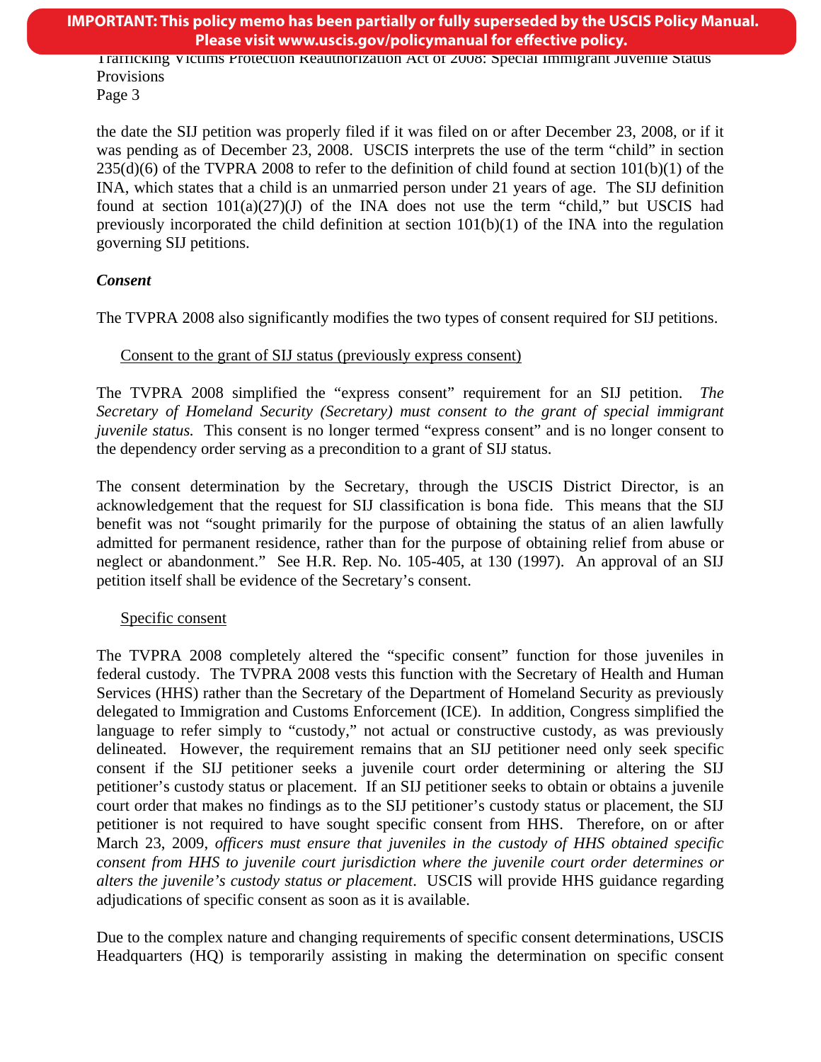the date the SIJ petition was properly filed if it was filed on or after December 23, 2008, or if it was pending as of December 23, 2008. USCIS interprets the use of the term "child" in section 235(d)(6) of the TVPRA 2008 to refer to the definition of child found at section 101(b)(1) of the INA, which states that a child is an unmarried person under 21 years of age. The SIJ definition found at section 101(a)(27)(J) of the INA does not use the term "child," but USCIS had previously incorporated the child definition at section 101(b)(1) of the INA into the regulation governing SIJ petitions.

***Consent***

The TVPRA 2008 also significantly modifies the two types of consent required for SIJ petitions.

Consent to the grant of SIJ status (previously express consent)

The TVPRA 2008 simplified the "express consent" requirement for an SIJ petition. *The Secretary of Homeland Security (Secretary) must consent to the grant of special immigrant juvenile status.* This consent is no longer termed "express consent" and is no longer consent to the dependency order serving as a precondition to a grant of SIJ status.

The consent determination by the Secretary, through the USCIS District Director, is an acknowledgement that the request for SIJ classification is bona fide. This means that the SIJ benefit was not "sought primarily for the purpose of obtaining the status of an alien lawfully admitted for permanent residence, rather than for the purpose of obtaining relief from abuse or neglect or abandonment." See H.R. Rep. No. 105-405, at 130 (1997). An approval of an SIJ petition itself shall be evidence of the Secretary's consent.

Specific consent

The TVPRA 2008 completely altered the "specific consent" function for those juveniles in federal custody. The TVPRA 2008 vests this function with the Secretary of Health and Human Services (HHS) rather than the Secretary of the Department of Homeland Security as previously delegated to Immigration and Customs Enforcement (ICE). In addition, Congress simplified the language to refer simply to "custody," not actual or constructive custody, as was previously delineated. However, the requirement remains that an SIJ petitioner need only seek specific consent if the SIJ petitioner seeks a juvenile court order determining or altering the SIJ petitioner's custody status or placement. If an SIJ petitioner seeks to obtain or obtains a juvenile court order that makes no findings as to the SIJ petitioner's custody status or placement, the SIJ petitioner is not required to have sought specific consent from HHS. Therefore, on or after March 23, 2009, *officers must ensure that juveniles in the custody of HHS obtained specific consent from HHS to juvenile court jurisdiction where the juvenile court order determines or alters the juvenile's custody status or placement*. USCIS will provide HHS guidance regarding adjudications of specific consent as soon as it is available.

Due to the complex nature and changing requirements of specific consent determinations, USCIS Headquarters (HQ) is temporarily assisting in making the determination on specific consent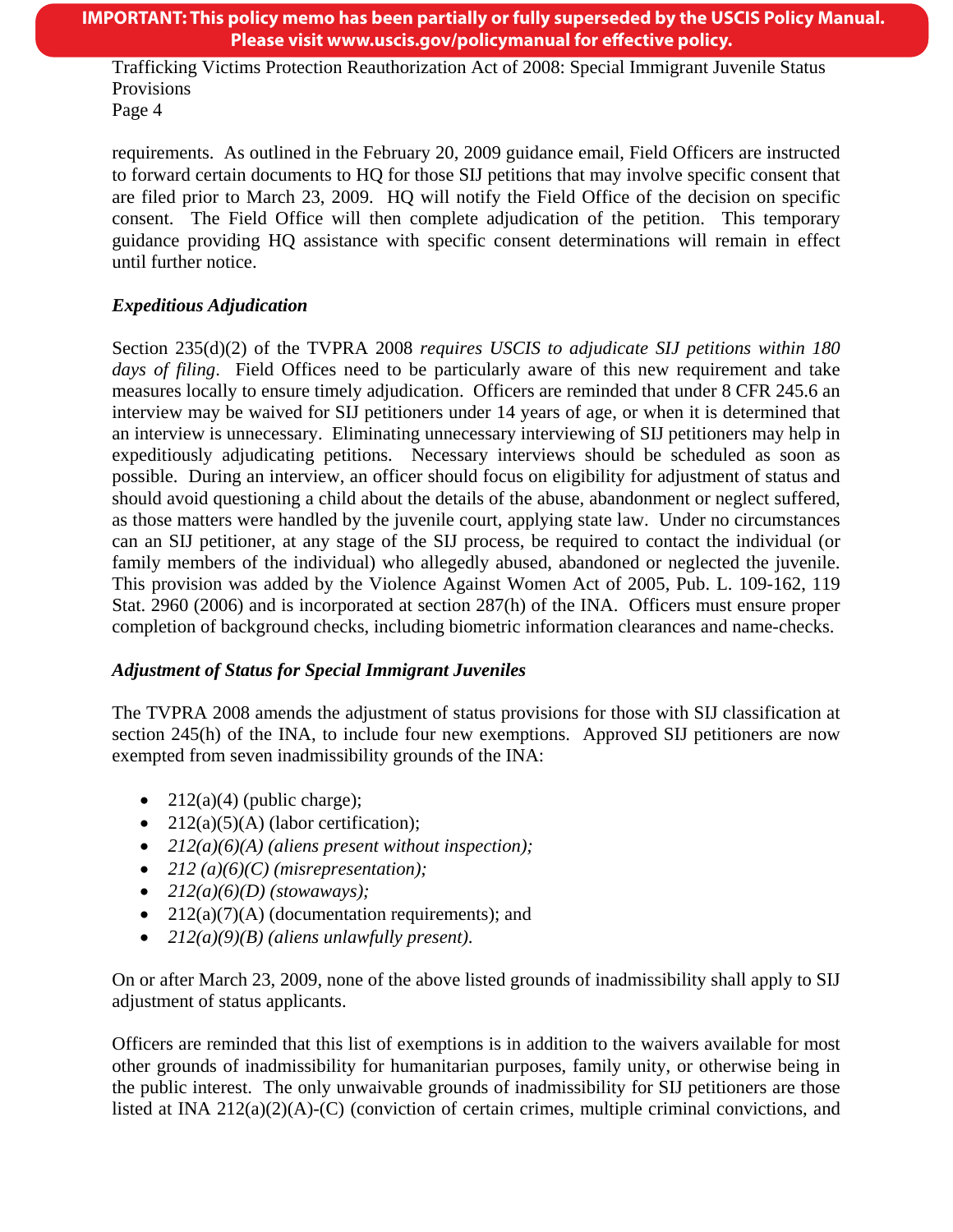requirements. As outlined in the February 20, 2009 guidance email, Field Officers are instructed to forward certain documents to HQ for those SIJ petitions that may involve specific consent that are filed prior to March 23, 2009. HQ will notify the Field Office of the decision on specific consent. The Field Office will then complete adjudication of the petition. This temporary guidance providing HQ assistance with specific consent determinations will remain in effect until further notice.

### *Expeditious Adjudication*

Section 235(d)(2) of the TVPRA 2008 *requires USCIS to adjudicate SIJ petitions within 180 days of filing*. Field Offices need to be particularly aware of this new requirement and take measures locally to ensure timely adjudication. Officers are reminded that under 8 CFR 245.6 an interview may be waived for SIJ petitioners under 14 years of age, or when it is determined that an interview is unnecessary. Eliminating unnecessary interviewing of SIJ petitioners may help in expeditiously adjudicating petitions. Necessary interviews should be scheduled as soon as possible. During an interview, an officer should focus on eligibility for adjustment of status and should avoid questioning a child about the details of the abuse, abandonment or neglect suffered, as those matters were handled by the juvenile court, applying state law. Under no circumstances can an SIJ petitioner, at any stage of the SIJ process, be required to contact the individual (or family members of the individual) who allegedly abused, abandoned or neglected the juvenile. This provision was added by the Violence Against Women Act of 2005, Pub. L. 109-162, 119 Stat. 2960 (2006) and is incorporated at section 287(h) of the INA. Officers must ensure proper completion of background checks, including biometric information clearances and name-checks.

### *Adjustment of Status for Special Immigrant Juveniles*

The TVPRA 2008 amends the adjustment of status provisions for those with SIJ classification at section 245(h) of the INA, to include four new exemptions. Approved SIJ petitioners are now exempted from seven inadmissibility grounds of the INA:

- 212(a)(4) (public charge);
- 212(a)(5)(A) (labor certification);
- *212(a)(6)(A) (aliens present without inspection);*
- *212 (a)(6)(C) (misrepresentation);*
- *212(a)(6)(D) (stowaways);*
- 212(a)(7)(A) (documentation requirements); and
- *212(a)(9)(B) (aliens unlawfully present).*

On or after March 23, 2009, none of the above listed grounds of inadmissibility shall apply to SIJ adjustment of status applicants.

Officers are reminded that this list of exemptions is in addition to the waivers available for most other grounds of inadmissibility for humanitarian purposes, family unity, or otherwise being in the public interest. The only unwaivable grounds of inadmissibility for SIJ petitioners are those listed at INA 212(a)(2)(A)-(C) (conviction of certain crimes, multiple criminal convictions, and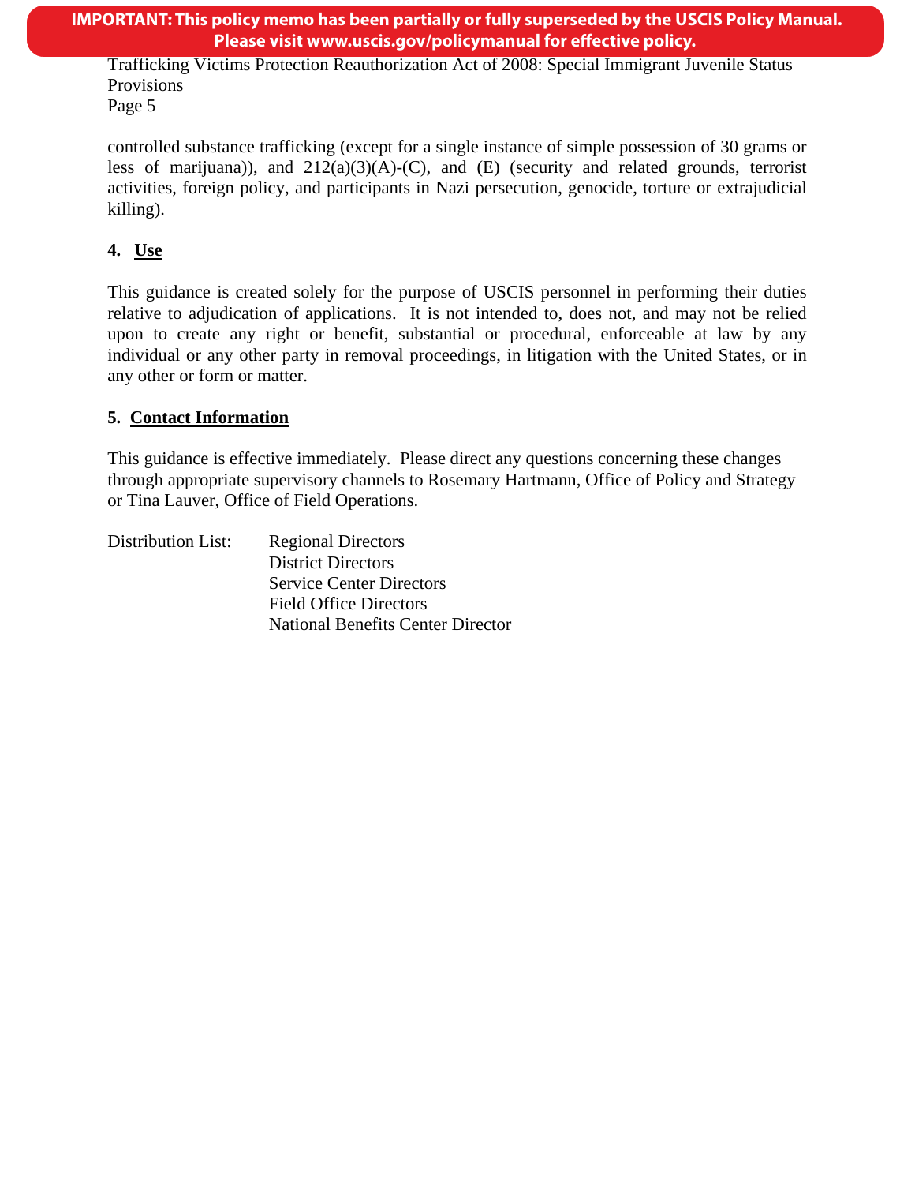**IMPORTANT: This policy memo has been partially or fully superseded by the USCIS Policy Manual. Please visit www.uscis.gov/policymanual for effective policy.**

controlled substance trafficking (except for a single instance of simple possession of 30 grams or less of marijuana)), and 212(a)(3)(A)-(C), and (E) (security and related grounds, terrorist activities, foreign policy, and participants in Nazi persecution, genocide, torture or extrajudicial killing).

## 4. Use

This guidance is created solely for the purpose of USCIS personnel in performing their duties relative to adjudication of applications. It is not intended to, does not, and may not be relied upon to create any right or benefit, substantial or procedural, enforceable at law by any individual or any other party in removal proceedings, in litigation with the United States, or in any other or form or matter.

## 5. Contact Information

This guidance is effective immediately. Please direct any questions concerning these changes through appropriate supervisory channels to Rosemary Hartmann, Office of Policy and Strategy or Tina Lauver, Office of Field Operations.

Distribution List:
- Regional Directors
- District Directors
- Service Center Directors
- Field Office Directors
- National Benefits Center Director